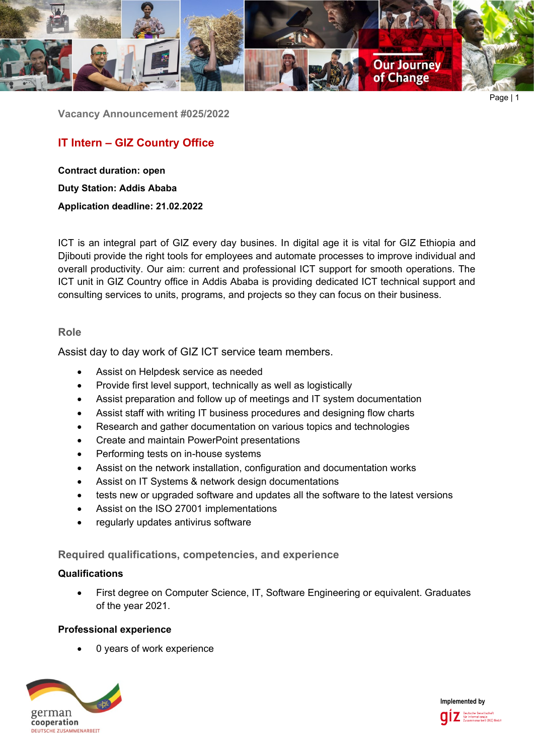Vacancy Announcement #025/2022

# IT Intern – GIZ Country Office

**Contract duration: open**

**Duty Station: Addis Ababa**

**Application deadline: 21.02.2022**

ICT is an integral part of GIZ every day busines. In digital age it is vital for GIZ Ethiopia and Djibouti provide the right tools for employees and automate processes to improve individual and overall productivity. Our aim: current and professional ICT support for smooth operations. The ICT unit in GIZ Country office in Addis Ababa is providing dedicated ICT technical support and consulting services to units, programs, and projects so they can focus on their business.

## Role

Assist day to day work of GIZ ICT service team members.

- Assist on Helpdesk service as needed
- Provide first level support, technically as well as logistically
- Assist preparation and follow up of meetings and IT system documentation
- Assist staff with writing IT business procedures and designing flow charts
- Research and gather documentation on various topics and technologies
- Create and maintain PowerPoint presentations
- Performing tests on in-house systems
- Assist on the network installation, configuration and documentation works
- Assist on IT Systems & network design documentations
- tests new or upgraded software and updates all the software to the latest versions
- Assist on the ISO 27001 implementations
- regularly updates antivirus software

## Required qualifications, competencies, and experience

### Qualifications

- First degree on Computer Science, IT, Software Engineering or equivalent. Graduates of the year 2021.

### Professional experience

- 0 years of work experience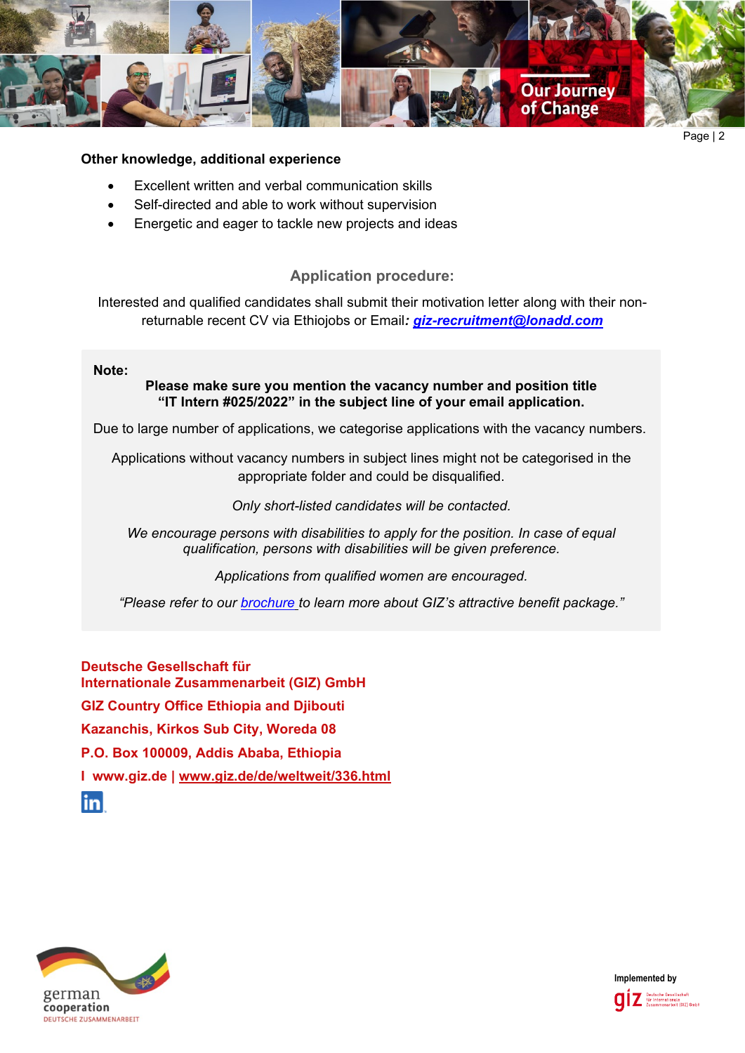**Other knowledge, additional experience**

- Excellent written and verbal communication skills
- Self-directed and able to work without supervision
- Energetic and eager to tackle new projects and ideas

## Application procedure:

Interested and qualified candidates shall submit their motivation letter along with their non-returnable recent CV via Ethiojobs or Email***:*** ***giz-recruitment@lonadd.com***

**Note:**

**Please make sure you mention the vacancy number and position title "IT Intern #025/2022" in the subject line of your email application.**

Due to large number of applications, we categorise applications with the vacancy numbers.

Applications without vacancy numbers in subject lines might not be categorised in the appropriate folder and could be disqualified.

*Only short-listed candidates will be contacted.*

*We encourage persons with disabilities to apply for the position. In case of equal qualification, persons with disabilities will be given preference.*

*Applications from qualified women are encouraged.*

*"Please refer to our brochure to learn more about GIZ's attractive benefit package."*

**Deutsche Gesellschaft für**
**Internationale Zusammenarbeit (GIZ) GmbH**

**GIZ Country Office Ethiopia and Djibouti**

**Kazanchis, Kirkos Sub City, Woreda 08**

**P.O. Box 100009, Addis Ababa, Ethiopia**

**I www.giz.de | www.giz.de/de/weltweit/336.html**

german cooperation
DEUTSCHE ZUSAMMENARBEIT

Implemented by
giz Deutsche Gesellschaft für Internationale Zusammenarbeit (GIZ) GmbH